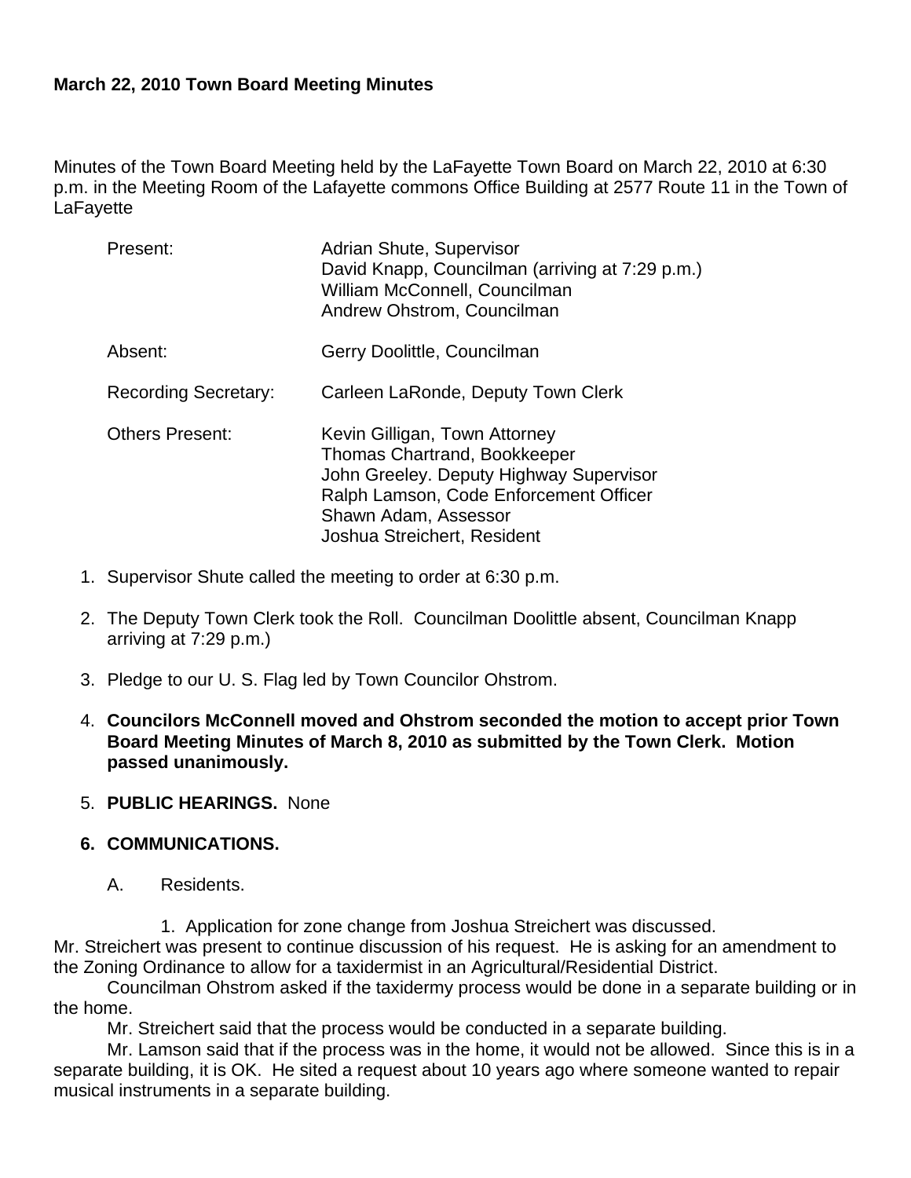**March 22, 2010 Town Board Meeting Minutes**

Minutes of the Town Board Meeting held by the LaFayette Town Board on March 22, 2010 at 6:30 p.m. in the Meeting Room of the Lafayette commons Office Building at 2577 Route 11 in the Town of LaFayette

| | |
|---|---|
| Present: | Adrian Shute, Supervisor<br>David Knapp, Councilman (arriving at 7:29 p.m.)<br>William McConnell, Councilman<br>Andrew Ohstrom, Councilman |
| Absent: | Gerry Doolittle, Councilman |
| Recording Secretary: | Carleen LaRonde, Deputy Town Clerk |
| Others Present: | Kevin Gilligan, Town Attorney<br>Thomas Chartrand, Bookkeeper<br>John Greeley. Deputy Highway Supervisor<br>Ralph Lamson, Code Enforcement Officer<br>Shawn Adam, Assessor<br>Joshua Streichert, Resident |

1. Supervisor Shute called the meeting to order at 6:30 p.m.

2. The Deputy Town Clerk took the Roll. Councilman Doolittle absent, Councilman Knapp arriving at 7:29 p.m.)

3. Pledge to our U. S. Flag led by Town Councilor Ohstrom.

4. **Councilors McConnell moved and Ohstrom seconded the motion to accept prior Town Board Meeting Minutes of March 8, 2010 as submitted by the Town Clerk. Motion passed unanimously.**

5. **PUBLIC HEARINGS.** None

6. **COMMUNICATIONS.**

   A. Residents.

      1. Application for zone change from Joshua Streichert was discussed.

Mr. Streichert was present to continue discussion of his request. He is asking for an amendment to the Zoning Ordinance to allow for a taxidermist in an Agricultural/Residential District.

Councilman Ohstrom asked if the taxidermy process would be done in a separate building or in the home.

Mr. Streichert said that the process would be conducted in a separate building.

Mr. Lamson said that if the process was in the home, it would not be allowed. Since this is in a separate building, it is OK. He sited a request about 10 years ago where someone wanted to repair musical instruments in a separate building.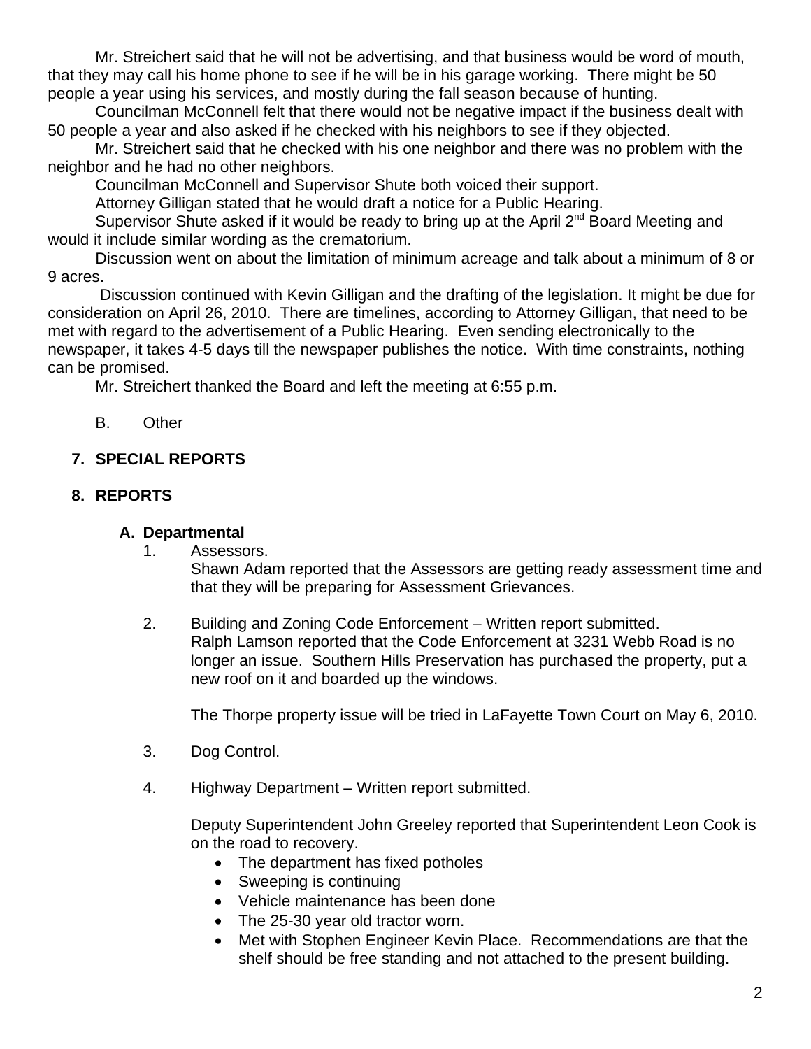Mr. Streichert said that he will not be advertising, and that business would be word of mouth, that they may call his home phone to see if he will be in his garage working. There might be 50 people a year using his services, and mostly during the fall season because of hunting.

Councilman McConnell felt that there would not be negative impact if the business dealt with 50 people a year and also asked if he checked with his neighbors to see if they objected.

Mr. Streichert said that he checked with his one neighbor and there was no problem with the neighbor and he had no other neighbors.

Councilman McConnell and Supervisor Shute both voiced their support.

Attorney Gilligan stated that he would draft a notice for a Public Hearing.

Supervisor Shute asked if it would be ready to bring up at the April 2nd Board Meeting and would it include similar wording as the crematorium.

Discussion went on about the limitation of minimum acreage and talk about a minimum of 8 or 9 acres.

Discussion continued with Kevin Gilligan and the drafting of the legislation. It might be due for consideration on April 26, 2010. There are timelines, according to Attorney Gilligan, that need to be met with regard to the advertisement of a Public Hearing. Even sending electronically to the newspaper, it takes 4-5 days till the newspaper publishes the notice. With time constraints, nothing can be promised.

Mr. Streichert thanked the Board and left the meeting at 6:55 p.m.

B. Other

## 7. SPECIAL REPORTS

## 8. REPORTS

### A. Departmental

1. Assessors.
   Shawn Adam reported that the Assessors are getting ready assessment time and that they will be preparing for Assessment Grievances.

2. Building and Zoning Code Enforcement – Written report submitted.
   Ralph Lamson reported that the Code Enforcement at 3231 Webb Road is no longer an issue. Southern Hills Preservation has purchased the property, put a new roof on it and boarded up the windows.

   The Thorpe property issue will be tried in LaFayette Town Court on May 6, 2010.

3. Dog Control.

4. Highway Department – Written report submitted.

   Deputy Superintendent John Greeley reported that Superintendent Leon Cook is on the road to recovery.
   - The department has fixed potholes
   - Sweeping is continuing
   - Vehicle maintenance has been done
   - The 25-30 year old tractor worn.
   - Met with Stophen Engineer Kevin Place. Recommendations are that the shelf should be free standing and not attached to the present building.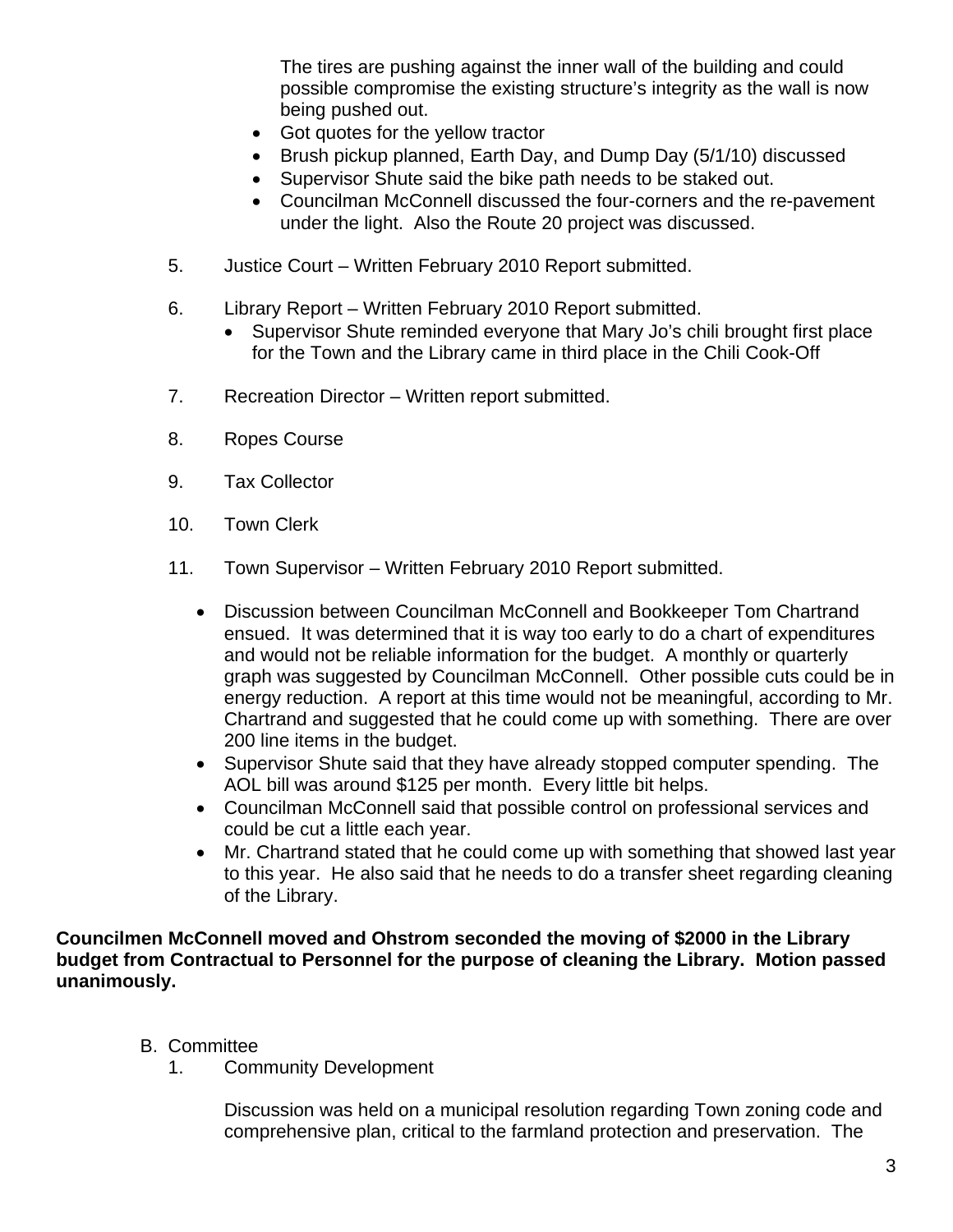The tires are pushing against the inner wall of the building and could possible compromise the existing structure's integrity as the wall is now being pushed out.

- Got quotes for the yellow tractor
- Brush pickup planned, Earth Day, and Dump Day (5/1/10) discussed
- Supervisor Shute said the bike path needs to be staked out.
- Councilman McConnell discussed the four-corners and the re-pavement under the light. Also the Route 20 project was discussed.

5. Justice Court – Written February 2010 Report submitted.

6. Library Report – Written February 2010 Report submitted.
   - Supervisor Shute reminded everyone that Mary Jo's chili brought first place for the Town and the Library came in third place in the Chili Cook-Off

7. Recreation Director – Written report submitted.

8. Ropes Course

9. Tax Collector

10. Town Clerk

11. Town Supervisor – Written February 2010 Report submitted.

    - Discussion between Councilman McConnell and Bookkeeper Tom Chartrand ensued. It was determined that it is way too early to do a chart of expenditures and would not be reliable information for the budget. A monthly or quarterly graph was suggested by Councilman McConnell. Other possible cuts could be in energy reduction. A report at this time would not be meaningful, according to Mr. Chartrand and suggested that he could come up with something. There are over 200 line items in the budget.
    - Supervisor Shute said that they have already stopped computer spending. The AOL bill was around $125 per month. Every little bit helps.
    - Councilman McConnell said that possible control on professional services and could be cut a little each year.
    - Mr. Chartrand stated that he could come up with something that showed last year to this year. He also said that he needs to do a transfer sheet regarding cleaning of the Library.

**Councilmen McConnell moved and Ohstrom seconded the moving of $2000 in the Library budget from Contractual to Personnel for the purpose of cleaning the Library. Motion passed unanimously.**

B. Committee
   1. Community Development

      Discussion was held on a municipal resolution regarding Town zoning code and comprehensive plan, critical to the farmland protection and preservation. The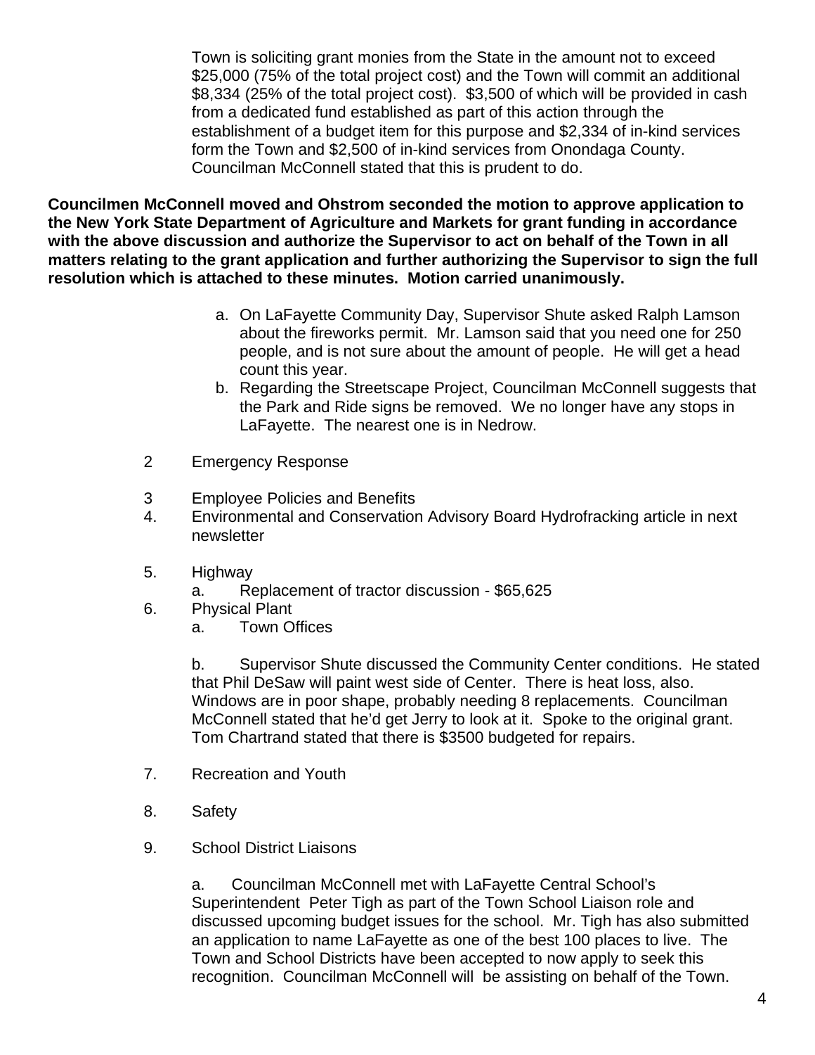Town is soliciting grant monies from the State in the amount not to exceed $25,000 (75% of the total project cost) and the Town will commit an additional $8,334 (25% of the total project cost). $3,500 of which will be provided in cash from a dedicated fund established as part of this action through the establishment of a budget item for this purpose and $2,334 of in-kind services form the Town and $2,500 of in-kind services from Onondaga County. Councilman McConnell stated that this is prudent to do.

**Councilmen McConnell moved and Ohstrom seconded the motion to approve application to the New York State Department of Agriculture and Markets for grant funding in accordance with the above discussion and authorize the Supervisor to act on behalf of the Town in all matters relating to the grant application and further authorizing the Supervisor to sign the full resolution which is attached to these minutes. Motion carried unanimously.**

a. On LaFayette Community Day, Supervisor Shute asked Ralph Lamson about the fireworks permit. Mr. Lamson said that you need one for 250 people, and is not sure about the amount of people. He will get a head count this year.
b. Regarding the Streetscape Project, Councilman McConnell suggests that the Park and Ride signs be removed. We no longer have any stops in LaFayette. The nearest one is in Nedrow.

2 Emergency Response

3 Employee Policies and Benefits

4. Environmental and Conservation Advisory Board Hydrofracking article in next newsletter

5. Highway
   a. Replacement of tractor discussion - $65,625

6. Physical Plant
   a. Town Offices

   b. Supervisor Shute discussed the Community Center conditions. He stated that Phil DeSaw will paint west side of Center. There is heat loss, also. Windows are in poor shape, probably needing 8 replacements. Councilman McConnell stated that he'd get Jerry to look at it. Spoke to the original grant. Tom Chartrand stated that there is $3500 budgeted for repairs.

7. Recreation and Youth

8. Safety

9. School District Liaisons

   a. Councilman McConnell met with LaFayette Central School's Superintendent Peter Tigh as part of the Town School Liaison role and discussed upcoming budget issues for the school. Mr. Tigh has also submitted an application to name LaFayette as one of the best 100 places to live. The Town and School Districts have been accepted to now apply to seek this recognition. Councilman McConnell will be assisting on behalf of the Town.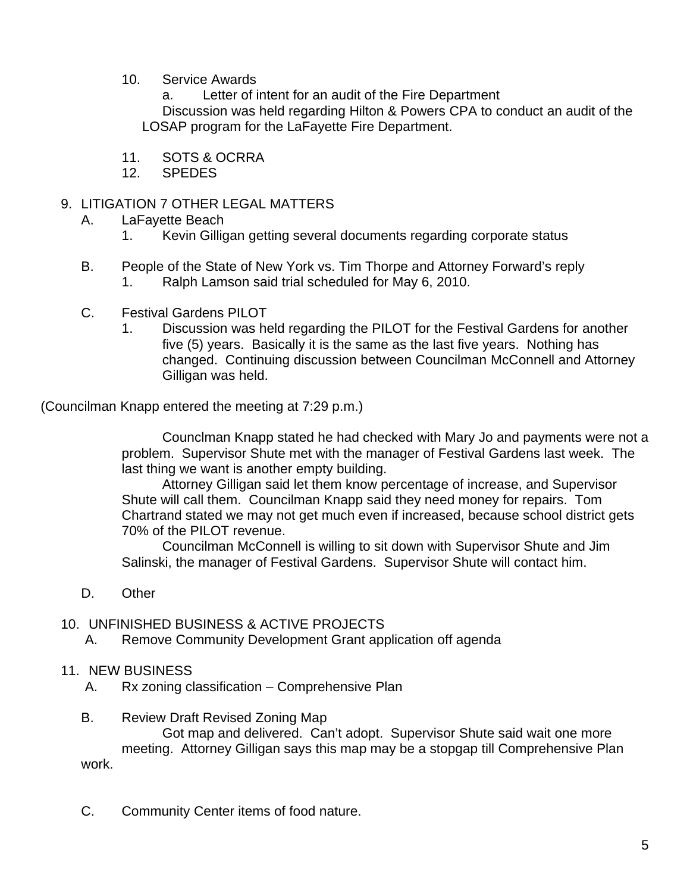10. Service Awards
    a. Letter of intent for an audit of the Fire Department
    Discussion was held regarding Hilton & Powers CPA to conduct an audit of the LOSAP program for the LaFayette Fire Department.

11. SOTS & OCRRA
12. SPEDES

9. LITIGATION 7 OTHER LEGAL MATTERS
   A. LaFayette Beach
      1. Kevin Gilligan getting several documents regarding corporate status

   B. People of the State of New York vs. Tim Thorpe and Attorney Forward's reply
      1. Ralph Lamson said trial scheduled for May 6, 2010.

   C. Festival Gardens PILOT
      1. Discussion was held regarding the PILOT for the Festival Gardens for another five (5) years. Basically it is the same as the last five years. Nothing has changed. Continuing discussion between Councilman McConnell and Attorney Gilligan was held.

(Councilman Knapp entered the meeting at 7:29 p.m.)

Counclman Knapp stated he had checked with Mary Jo and payments were not a problem. Supervisor Shute met with the manager of Festival Gardens last week. The last thing we want is another empty building.

Attorney Gilligan said let them know percentage of increase, and Supervisor Shute will call them. Councilman Knapp said they need money for repairs. Tom Chartrand stated we may not get much even if increased, because school district gets 70% of the PILOT revenue.

Councilman McConnell is willing to sit down with Supervisor Shute and Jim Salinski, the manager of Festival Gardens. Supervisor Shute will contact him.

   D. Other

10. UNFINISHED BUSINESS & ACTIVE PROJECTS
    A. Remove Community Development Grant application off agenda

11. NEW BUSINESS
    A. Rx zoning classification – Comprehensive Plan

    B. Review Draft Revised Zoning Map
    Got map and delivered. Can't adopt. Supervisor Shute said wait one more meeting. Attorney Gilligan says this map may be a stopgap till Comprehensive Plan work.

    C. Community Center items of food nature.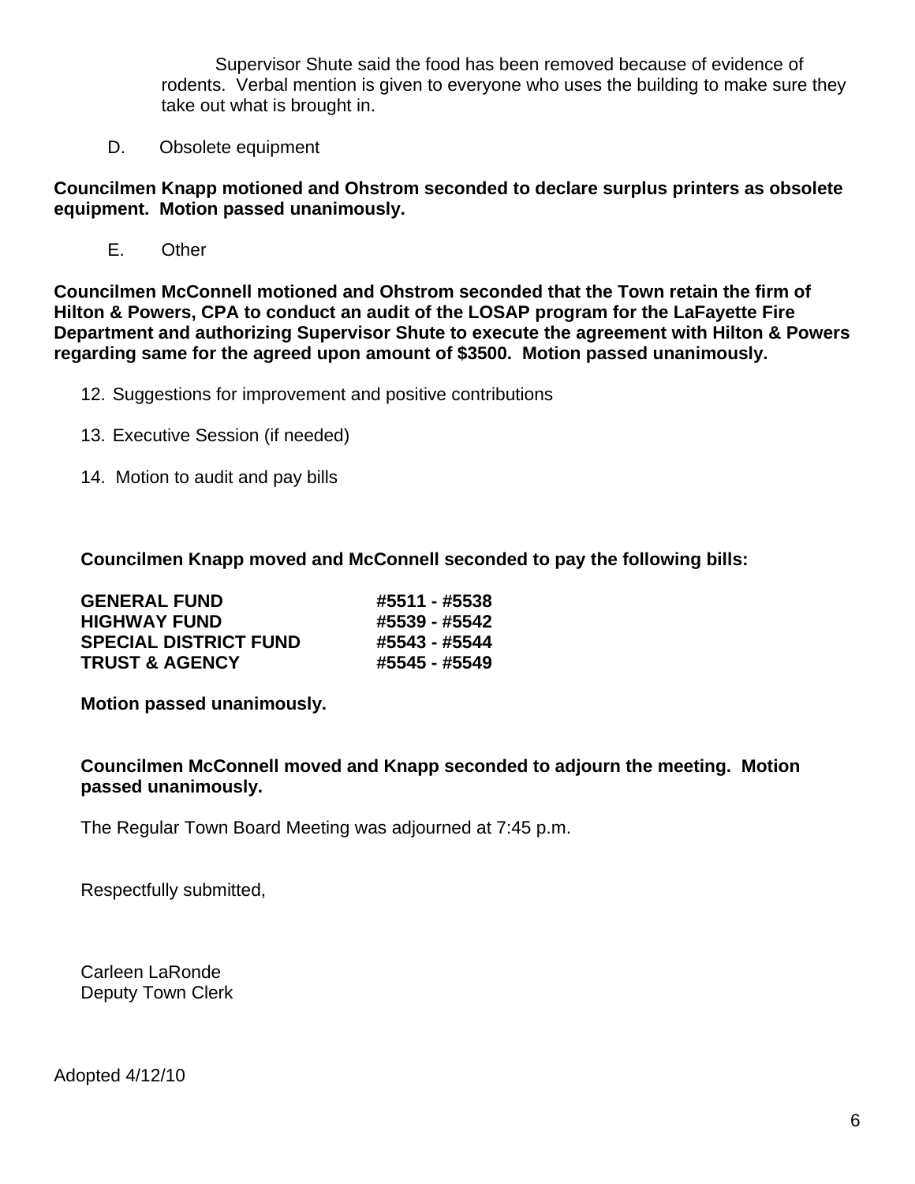Supervisor Shute said the food has been removed because of evidence of rodents. Verbal mention is given to everyone who uses the building to make sure they take out what is brought in.

D. Obsolete equipment

**Councilmen Knapp motioned and Ohstrom seconded to declare surplus printers as obsolete equipment. Motion passed unanimously.**

E. Other

**Councilmen McConnell motioned and Ohstrom seconded that the Town retain the firm of Hilton & Powers, CPA to conduct an audit of the LOSAP program for the LaFayette Fire Department and authorizing Supervisor Shute to execute the agreement with Hilton & Powers regarding same for the agreed upon amount of $3500. Motion passed unanimously.**

12. Suggestions for improvement and positive contributions

13. Executive Session (if needed)

14. Motion to audit and pay bills

**Councilmen Knapp moved and McConnell seconded to pay the following bills:**

| | |
|---|---|
| **GENERAL FUND** | **#5511 - #5538** |
| **HIGHWAY FUND** | **#5539 - #5542** |
| **SPECIAL DISTRICT FUND** | **#5543 - #5544** |
| **TRUST & AGENCY** | **#5545 - #5549** |

**Motion passed unanimously.**

**Councilmen McConnell moved and Knapp seconded to adjourn the meeting. Motion passed unanimously.**

The Regular Town Board Meeting was adjourned at 7:45 p.m.

Respectfully submitted,

Carleen LaRonde
Deputy Town Clerk

Adopted 4/12/10